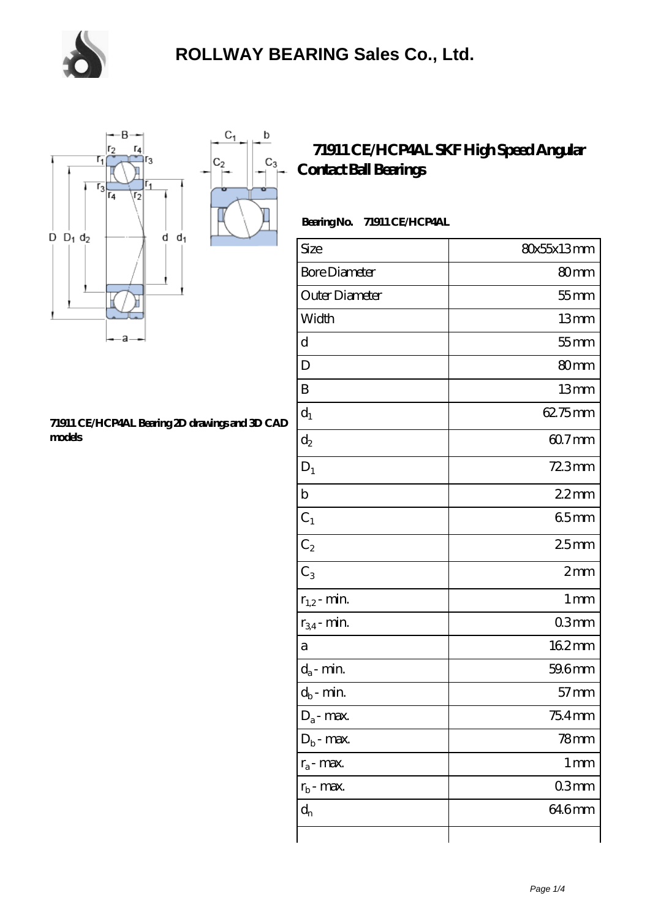# ROLLWAY BEARING Sales Co., Ltd.

## 71911 CE/HCP4AL SKF High Speed Angular Contact Ball Bearings

71911 CE/HCP4AL Bearing 2D drawings and 3D CAD models

**Bearing No. 71911 CE/HCP4AL**

| Size | 80x55x13 mm |
|---|---|
| Bore Diameter | 80 mm |
| Outer Diameter | 55 mm |
| Width | 13 mm |
| d | 55 mm |
| D | 80 mm |
| B | 13 mm |
| $d_1$ | 62.75 mm |
| $d_2$ | 60.7 mm |
| $D_1$ | 72.3 mm |
| b | 2.2 mm |
| $C_1$ | 6.5 mm |
| $C_2$ | 2.5 mm |
| $C_3$ | 2 mm |
| $r_{1,2}$ - min. | 1 mm |
| $r_{3,4}$ - min. | 0.3 mm |
| a | 16.2 mm |
| $d_a$ - min. | 59.6 mm |
| $d_b$ - min. | 57 mm |
| $D_a$ - max. | 75.4 mm |
| $D_b$ - max. | 78 mm |
| $r_a$ - max. | 1 mm |
| $r_b$ - max. | 0.3 mm |
| $d_n$ | 64.6 mm |
| | |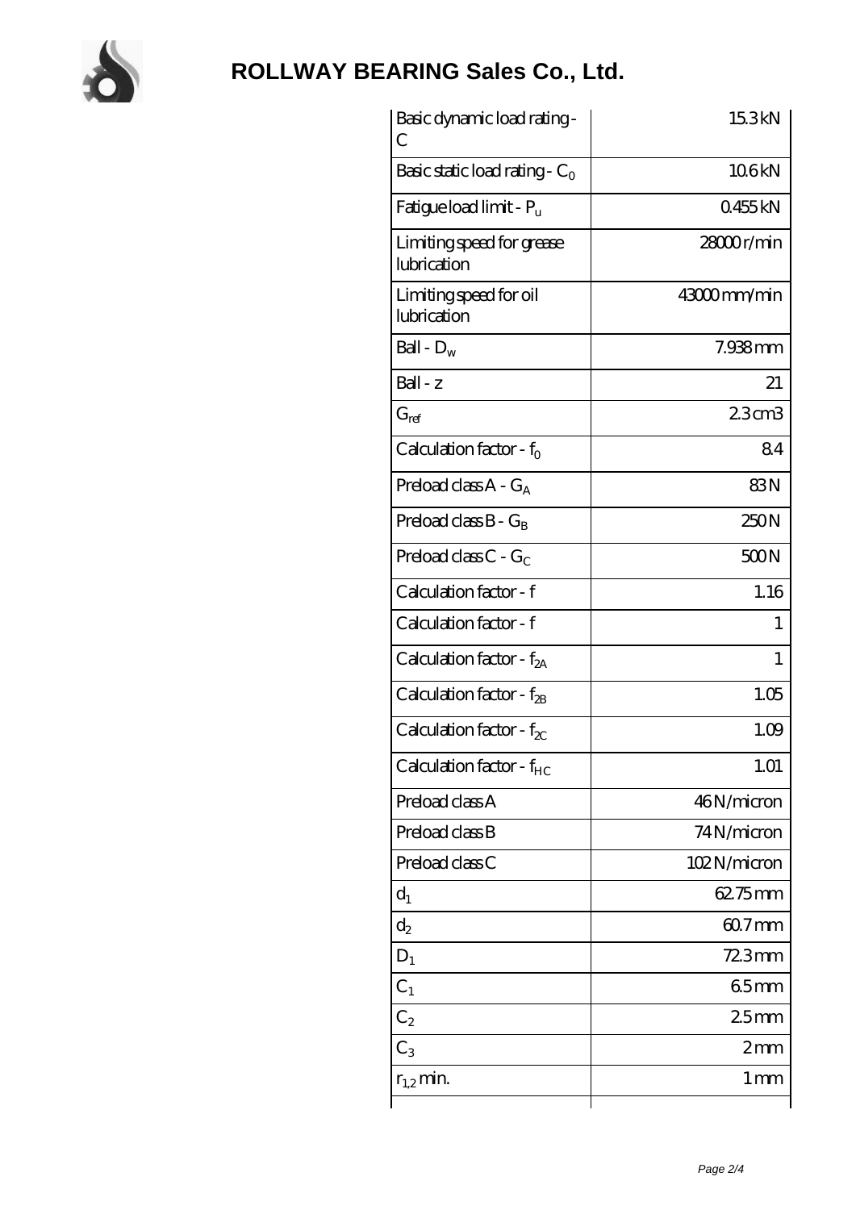# ROLLWAY BEARING Sales Co., Ltd.

| | |
|---|---|
| Basic dynamic load rating - C | 15.3 kN |
| Basic static load rating - $C_0$ | 10.6 kN |
| Fatigue load limit - $P_u$ | 0.455 kN |
| Limiting speed for grease lubrication | 28000 r/min |
| Limiting speed for oil lubrication | 43000 mm/min |
| Ball - $D_w$ | 7.938 mm |
| Ball - z | 21 |
| $G_{ref}$ | 2.3 cm3 |
| Calculation factor - $f_0$ | 8.4 |
| Preload class A - $G_A$ | 83 N |
| Preload class B - $G_B$ | 250 N |
| Preload class C - $G_C$ | 500 N |
| Calculation factor - f | 1.16 |
| Calculation factor - f | 1 |
| Calculation factor - $f_{2A}$ | 1 |
| Calculation factor - $f_{2B}$ | 1.05 |
| Calculation factor - $f_{2C}$ | 1.09 |
| Calculation factor - $f_{HC}$ | 1.01 |
| Preload class A | 46 N/micron |
| Preload class B | 74 N/micron |
| Preload class C | 102 N/micron |
| $d_1$ | 62.75 mm |
| $d_2$ | 60.7 mm |
| $D_1$ | 72.3 mm |
| $C_1$ | 6.5 mm |
| $C_2$ | 2.5 mm |
| $C_3$ | 2 mm |
| $r_{1,2}$ min. | 1 mm |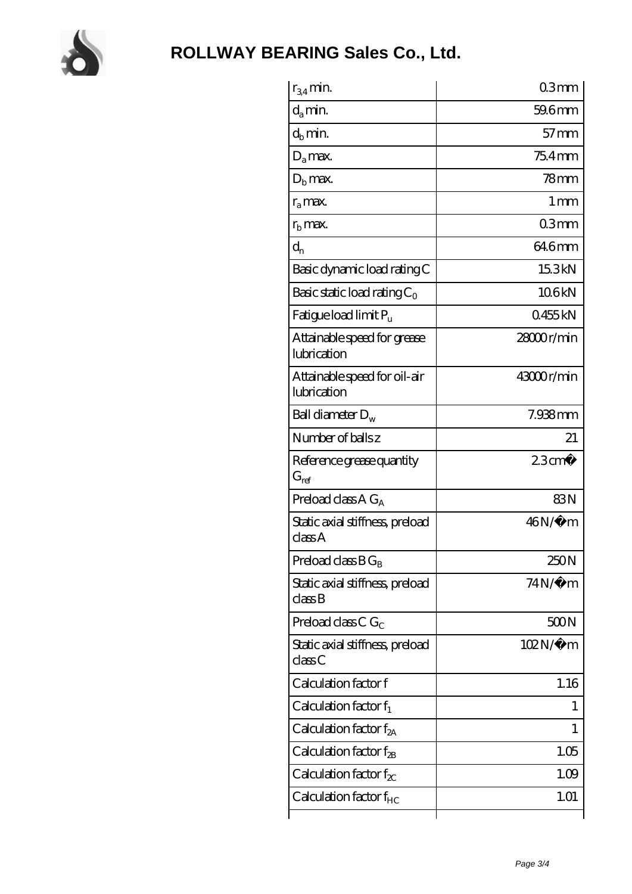# ROLLWAY BEARING Sales Co., Ltd.

| | |
|---|---|
| $r_{3,4}$ min. | 0.3 mm |
| $d_a$ min. | 59.6 mm |
| $d_b$ min. | 57 mm |
| $D_a$ max. | 75.4 mm |
| $D_b$ max. | 78 mm |
| $r_a$ max. | 1 mm |
| $r_b$ max. | 0.3 mm |
| $d_n$ | 64.6 mm |
| Basic dynamic load rating C | 15.3 kN |
| Basic static load rating $C_0$ | 10.6 kN |
| Fatigue load limit $P_u$ | 0.455 kN |
| Attainable speed for grease lubrication | 28000 r/min |
| Attainable speed for oil-air lubrication | 43000 r/min |
| Ball diameter $D_w$ | 7.938 mm |
| Number of balls z | 21 |
| Reference grease quantity $G_{ref}$ | 2.3 cm� |
| Preload class A $G_A$ | 83 N |
| Static axial stiffness, preload class A | 46 N/�m |
| Preload class B $G_B$ | 250 N |
| Static axial stiffness, preload class B | 74 N/�m |
| Preload class C $G_C$ | 500 N |
| Static axial stiffness, preload class C | 102 N/�m |
| Calculation factor f | 1.16 |
| Calculation factor $f_1$ | 1 |
| Calculation factor $f_{2A}$ | 1 |
| Calculation factor $f_{2B}$ | 1.05 |
| Calculation factor $f_{2C}$ | 1.09 |
| Calculation factor $f_{HC}$ | 1.01 |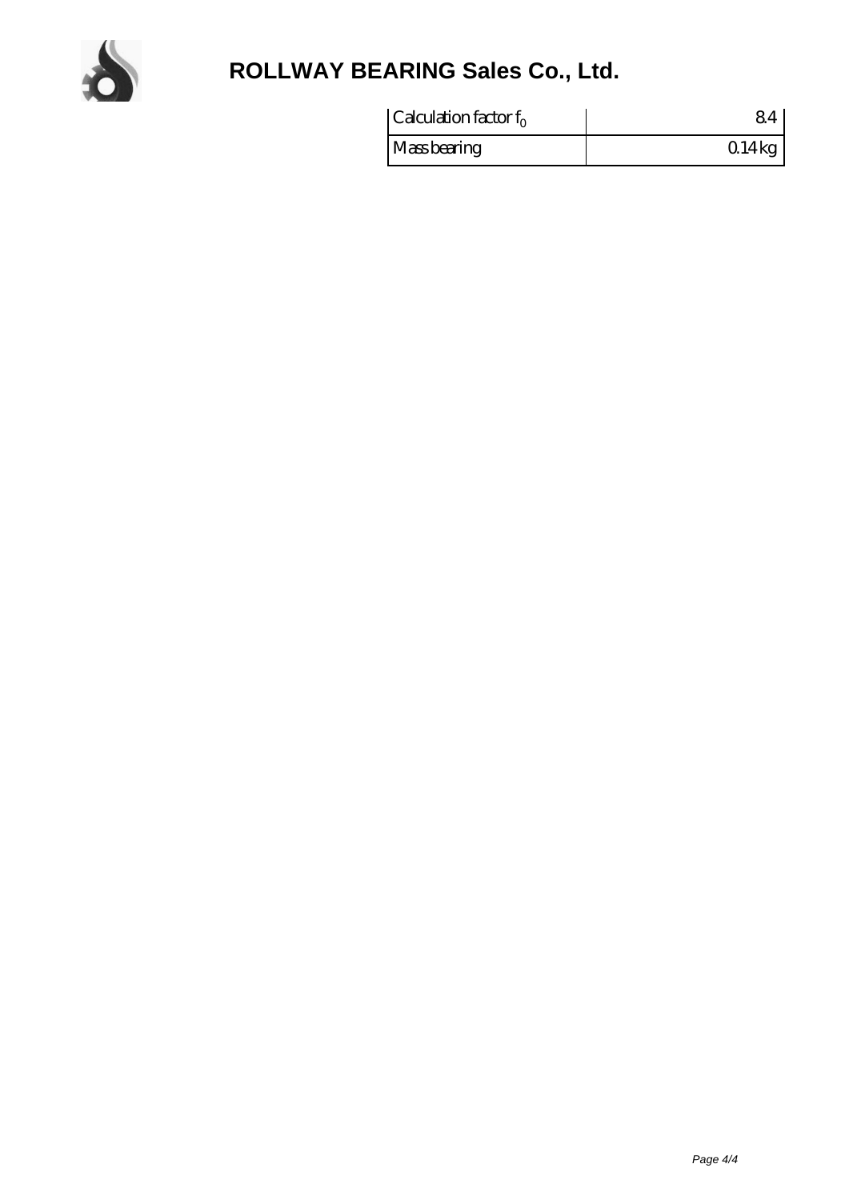| | |
|---|---|
| Calculation factor $f_0$ | 8.4 |
| Mass bearing | 0.14 kg |